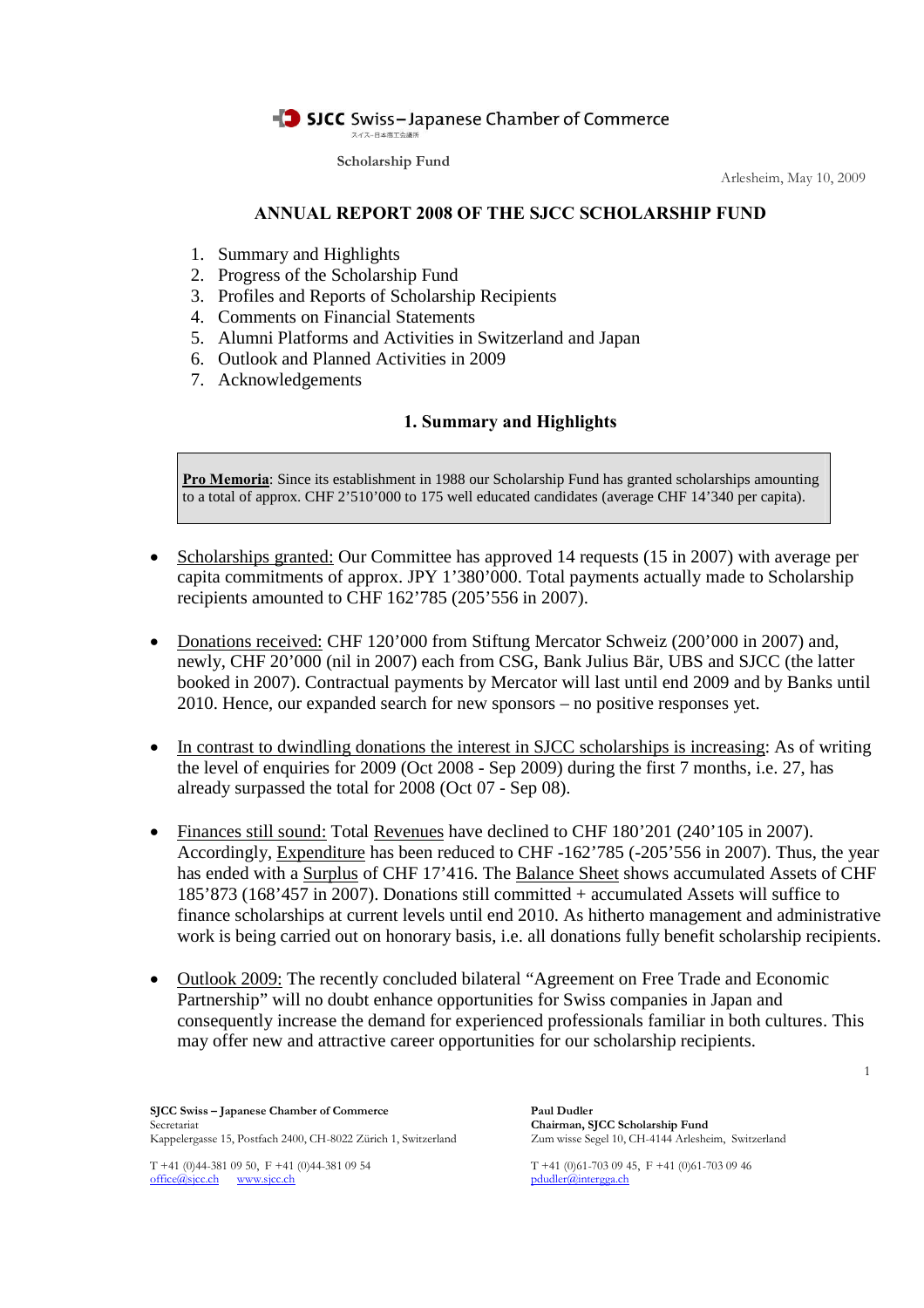SJCC Swiss – Japanese Chamber of Commerce
スイス-日本商工会議所

Scholarship Fund

Arlesheim, May 10, 2009

# ANNUAL REPORT 2008 OF THE SJCC SCHOLARSHIP FUND

1. Summary and Highlights
2. Progress of the Scholarship Fund
3. Profiles and Reports of Scholarship Recipients
4. Comments on Financial Statements
5. Alumni Platforms and Activities in Switzerland and Japan
6. Outlook and Planned Activities in 2009
7. Acknowledgements

## 1. Summary and Highlights

> **Pro Memoria**: Since its establishment in 1988 our Scholarship Fund has granted scholarships amounting to a total of approx. CHF 2'510'000 to 175 well educated candidates (average CHF 14'340 per capita).

- Scholarships granted: Our Committee has approved 14 requests (15 in 2007) with average per capita commitments of approx. JPY 1'380'000. Total payments actually made to Scholarship recipients amounted to CHF 162'785 (205'556 in 2007).

- Donations received: CHF 120'000 from Stiftung Mercator Schweiz (200'000 in 2007) and, newly, CHF 20'000 (nil in 2007) each from CSG, Bank Julius Bär, UBS and SJCC (the latter booked in 2007). Contractual payments by Mercator will last until end 2009 and by Banks until 2010. Hence, our expanded search for new sponsors – no positive responses yet.

- In contrast to dwindling donations the interest in SJCC scholarships is increasing: As of writing the level of enquiries for 2009 (Oct 2008 - Sep 2009) during the first 7 months, i.e. 27, has already surpassed the total for 2008 (Oct 07 - Sep 08).

- Finances still sound: Total Revenues have declined to CHF 180'201 (240'105 in 2007). Accordingly, Expenditure has been reduced to CHF -162'785 (-205'556 in 2007). Thus, the year has ended with a Surplus of CHF 17'416. The Balance Sheet shows accumulated Assets of CHF 185'873 (168'457 in 2007). Donations still committed + accumulated Assets will suffice to finance scholarships at current levels until end 2010. As hitherto management and administrative work is being carried out on honorary basis, i.e. all donations fully benefit scholarship recipients.

- Outlook 2009: The recently concluded bilateral "Agreement on Free Trade and Economic Partnership" will no doubt enhance opportunities for Swiss companies in Japan and consequently increase the demand for experienced professionals familiar in both cultures. This may offer new and attractive career opportunities for our scholarship recipients.

**SJCC Swiss – Japanese Chamber of Commerce**
Secretariat
Kappelergasse 15, Postfach 2400, CH-8022 Zürich 1, Switzerland

T +41 (0)44-381 09 50, F +41 (0)44-381 09 54
office@sjcc.ch www.sjcc.ch

**Paul Dudler**
**Chairman, SJCC Scholarship Fund**
Zum wisse Segel 10, CH-4144 Arlesheim, Switzerland

T +41 (0)61-703 09 45, F +41 (0)61-703 09 46
pdudler@intergga.ch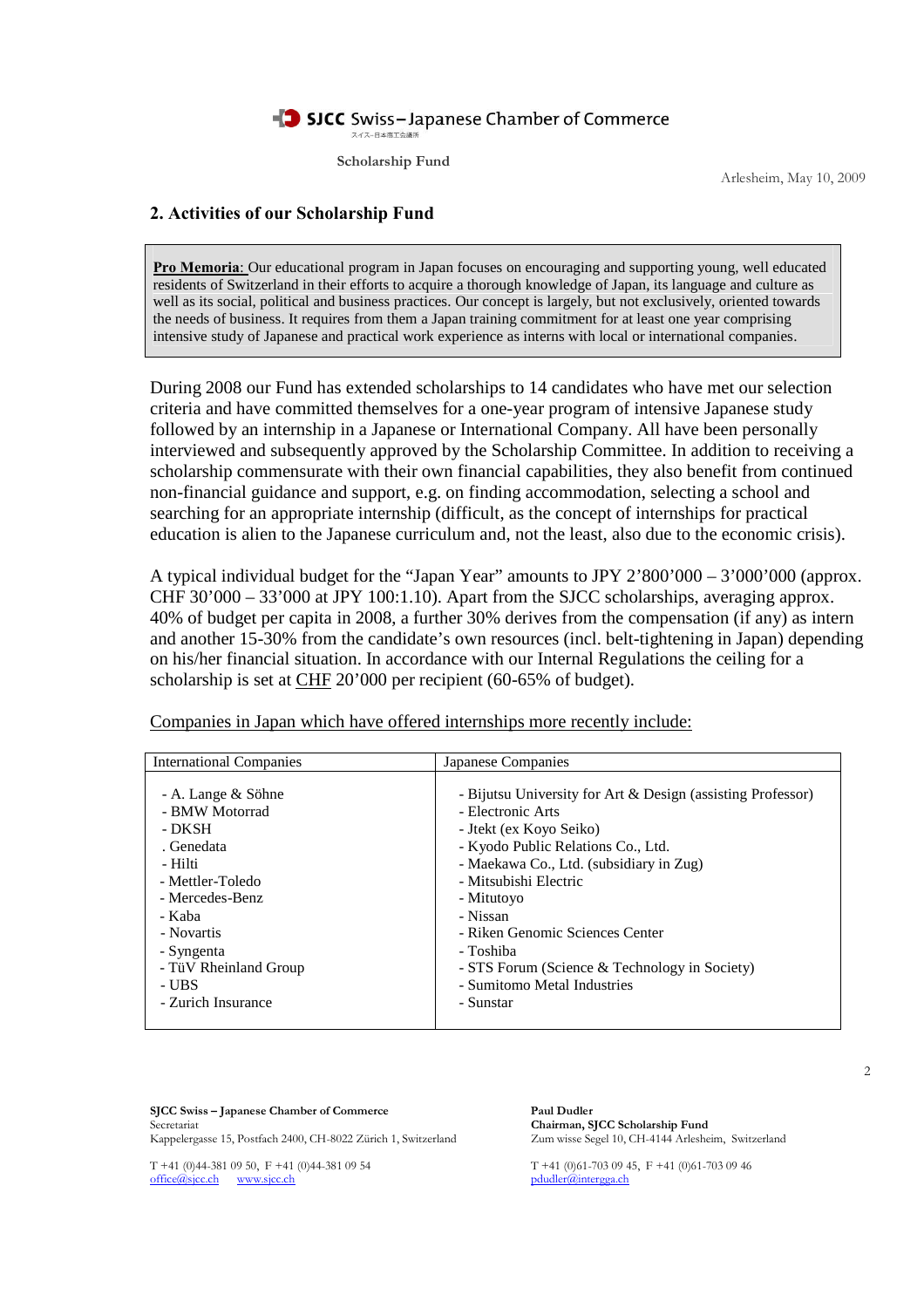SJCC Swiss – Japanese Chamber of Commerce

Scholarship Fund

Arlesheim, May 10, 2009

## 2. Activities of our Scholarship Fund

**Pro Memoria**: Our educational program in Japan focuses on encouraging and supporting young, well educated residents of Switzerland in their efforts to acquire a thorough knowledge of Japan, its language and culture as well as its social, political and business practices. Our concept is largely, but not exclusively, oriented towards the needs of business. It requires from them a Japan training commitment for at least one year comprising intensive study of Japanese and practical work experience as interns with local or international companies.

During 2008 our Fund has extended scholarships to 14 candidates who have met our selection criteria and have committed themselves for a one-year program of intensive Japanese study followed by an internship in a Japanese or International Company. All have been personally interviewed and subsequently approved by the Scholarship Committee. In addition to receiving a scholarship commensurate with their own financial capabilities, they also benefit from continued non-financial guidance and support, e.g. on finding accommodation, selecting a school and searching for an appropriate internship (difficult, as the concept of internships for practical education is alien to the Japanese curriculum and, not the least, also due to the economic crisis).

A typical individual budget for the "Japan Year" amounts to JPY 2'800'000 – 3'000'000 (approx. CHF 30'000 – 33'000 at JPY 100:1.10). Apart from the SJCC scholarships, averaging approx. 40% of budget per capita in 2008, a further 30% derives from the compensation (if any) as intern and another 15-30% from the candidate's own resources (incl. belt-tightening in Japan) depending on his/her financial situation. In accordance with our Internal Regulations the ceiling for a scholarship is set at CHF 20'000 per recipient (60-65% of budget).

Companies in Japan which have offered internships more recently include:

| International Companies | Japanese Companies |
|---|---|
| - A. Lange & Söhne<br>- BMW Motorrad<br>- DKSH<br>. Genedata<br>- Hilti<br>- Mettler-Toledo<br>- Mercedes-Benz<br>- Kaba<br>- Novartis<br>- Syngenta<br>- TüV Rheinland Group<br>- UBS<br>- Zurich Insurance | - Bijutsu University for Art & Design (assisting Professor)<br>- Electronic Arts<br>- Jtekt (ex Koyo Seiko)<br>- Kyodo Public Relations Co., Ltd.<br>- Maekawa Co., Ltd. (subsidiary in Zug)<br>- Mitsubishi Electric<br>- Mitutoyo<br>- Nissan<br>- Riken Genomic Sciences Center<br>- Toshiba<br>- STS Forum (Science & Technology in Society)<br>- Sumitomo Metal Industries<br>- Sunstar |

**SJCC Swiss – Japanese Chamber of Commerce**
Secretariat
Kappelergasse 15, Postfach 2400, CH-8022 Zürich 1, Switzerland

T +41 (0)44-381 09 50, F +41 (0)44-381 09 54
office@sjcc.ch www.sjcc.ch

**Paul Dudler**
**Chairman, SJCC Scholarship Fund**
Zum wisse Segel 10, CH-4144 Arlesheim, Switzerland

T +41 (0)61-703 09 45, F +41 (0)61-703 09 46
pdudler@intergga.ch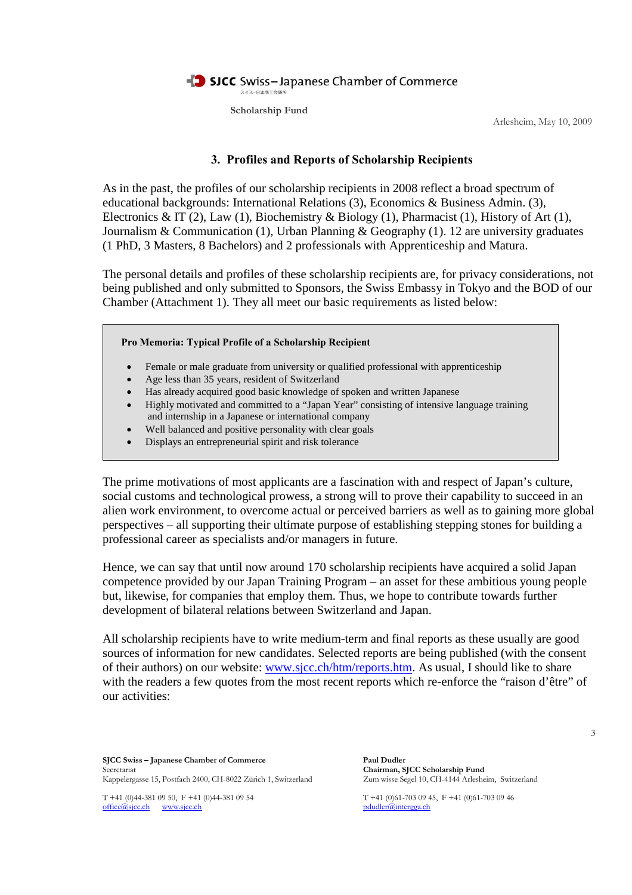SJCC Swiss – Japanese Chamber of Commerce

Scholarship Fund

Arlesheim, May 10, 2009

## 3. Profiles and Reports of Scholarship Recipients

As in the past, the profiles of our scholarship recipients in 2008 reflect a broad spectrum of educational backgrounds: International Relations (3), Economics & Business Admin. (3), Electronics & IT (2), Law (1), Biochemistry & Biology (1), Pharmacist (1), History of Art (1), Journalism & Communication (1), Urban Planning & Geography (1). 12 are university graduates (1 PhD, 3 Masters, 8 Bachelors) and 2 professionals with Apprenticeship and Matura.

The personal details and profiles of these scholarship recipients are, for privacy considerations, not being published and only submitted to Sponsors, the Swiss Embassy in Tokyo and the BOD of our Chamber (Attachment 1). They all meet our basic requirements as listed below:

**Pro Memoria: Typical Profile of a Scholarship Recipient**

- Female or male graduate from university or qualified professional with apprenticeship
- Age less than 35 years, resident of Switzerland
- Has already acquired good basic knowledge of spoken and written Japanese
- Highly motivated and committed to a "Japan Year" consisting of intensive language training and internship in a Japanese or international company
- Well balanced and positive personality with clear goals
- Displays an entrepreneurial spirit and risk tolerance

The prime motivations of most applicants are a fascination with and respect of Japan's culture, social customs and technological prowess, a strong will to prove their capability to succeed in an alien work environment, to overcome actual or perceived barriers as well as to gaining more global perspectives – all supporting their ultimate purpose of establishing stepping stones for building a professional career as specialists and/or managers in future.

Hence, we can say that until now around 170 scholarship recipients have acquired a solid Japan competence provided by our Japan Training Program – an asset for these ambitious young people but, likewise, for companies that employ them. Thus, we hope to contribute towards further development of bilateral relations between Switzerland and Japan.

All scholarship recipients have to write medium-term and final reports as these usually are good sources of information for new candidates. Selected reports are being published (with the consent of their authors) on our website: www.sjcc.ch/htm/reports.htm. As usual, I should like to share with the readers a few quotes from the most recent reports which re-enforce the "raison d'être" of our activities: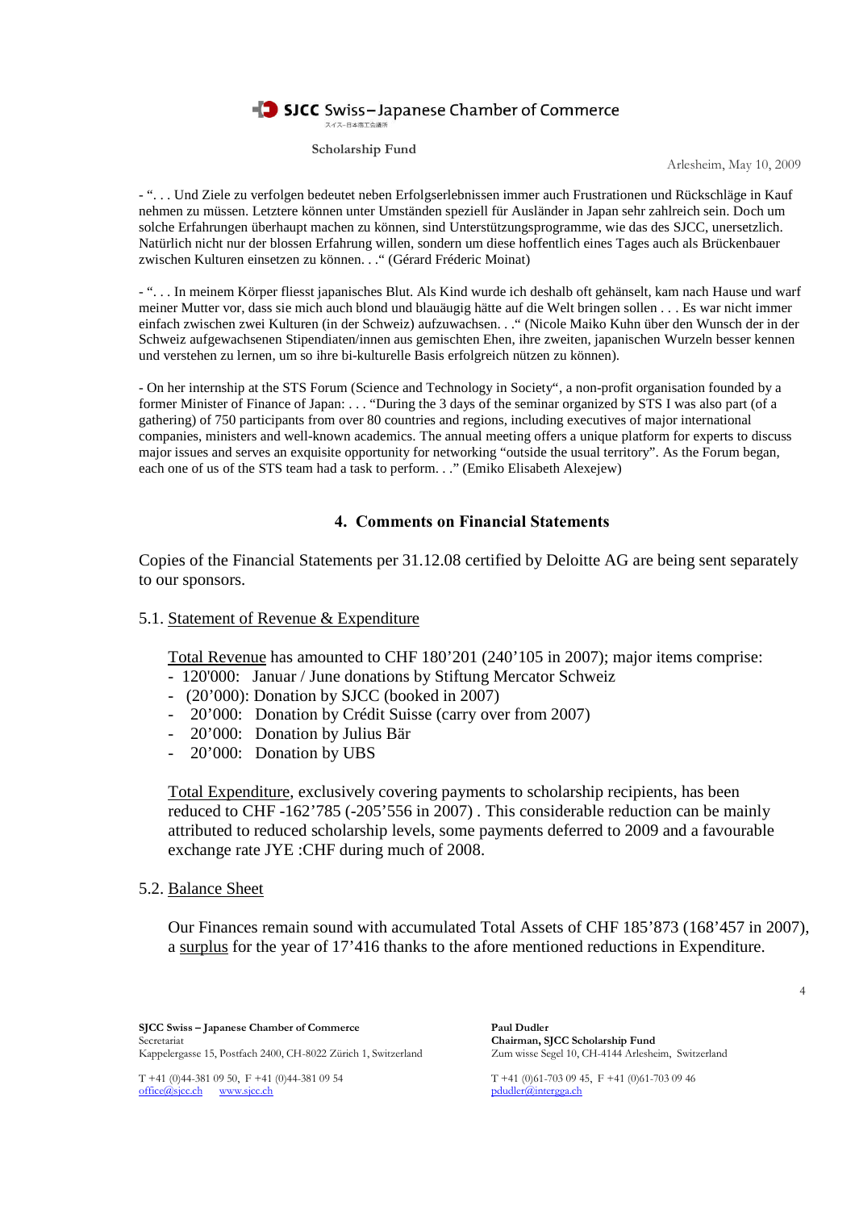- “. . . Und Ziele zu verfolgen bedeutet neben Erfolgserlebnissen immer auch Frustrationen und Rückschläge in Kauf nehmen zu müssen. Letztere können unter Umständen speziell für Ausländer in Japan sehr zahlreich sein. Doch um solche Erfahrungen überhaupt machen zu können, sind Unterstützungsprogramme, wie das des SJCC, unersetzlich. Natürlich nicht nur der blossen Erfahrung willen, sondern um diese hoffentlich eines Tages auch als Brückenbauer zwischen Kulturen einsetzen zu können. . .“ (Gérard Fréderic Moinat)

- “. . . In meinem Körper fliesst japanisches Blut. Als Kind wurde ich deshalb oft gehänselt, kam nach Hause und warf meiner Mutter vor, dass sie mich auch blond und blauäugig hätte auf die Welt bringen sollen . . . Es war nicht immer einfach zwischen zwei Kulturen (in der Schweiz) aufzuwachsen. . .“ (Nicole Maiko Kuhn über den Wunsch der in der Schweiz aufgewachsenen Stipendiaten/innen aus gemischten Ehen, ihre zweiten, japanischen Wurzeln besser kennen und verstehen zu lernen, um so ihre bi-kulturelle Basis erfolgreich nützen zu können).

- On her internship at the STS Forum (Science and Technology in Society“, a non-profit organisation founded by a former Minister of Finance of Japan: . . . “During the 3 days of the seminar organized by STS I was also part (of a gathering) of 750 participants from over 80 countries and regions, including executives of major international companies, ministers and well-known academics. The annual meeting offers a unique platform for experts to discuss major issues and serves an exquisite opportunity for networking “outside the usual territory”. As the Forum began, each one of us of the STS team had a task to perform. . .” (Emiko Elisabeth Alexejew)

## 4. Comments on Financial Statements

Copies of the Financial Statements per 31.12.08 certified by Deloitte AG are being sent separately to our sponsors.

### 5.1. Statement of Revenue & Expenditure

Total Revenue has amounted to CHF 180’201 (240’105 in 2007); major items comprise:

- 120'000: Januar / June donations by Stiftung Mercator Schweiz
- (20’000): Donation by SJCC (booked in 2007)
- 20’000: Donation by Crédit Suisse (carry over from 2007)
- 20’000: Donation by Julius Bär
- 20’000: Donation by UBS

Total Expenditure, exclusively covering payments to scholarship recipients, has been reduced to CHF -162’785 (-205’556 in 2007) . This considerable reduction can be mainly attributed to reduced scholarship levels, some payments deferred to 2009 and a favourable exchange rate JYE :CHF during much of 2008.

### 5.2. Balance Sheet

Our Finances remain sound with accumulated Total Assets of CHF 185’873 (168’457 in 2007), a surplus for the year of 17’416 thanks to the afore mentioned reductions in Expenditure.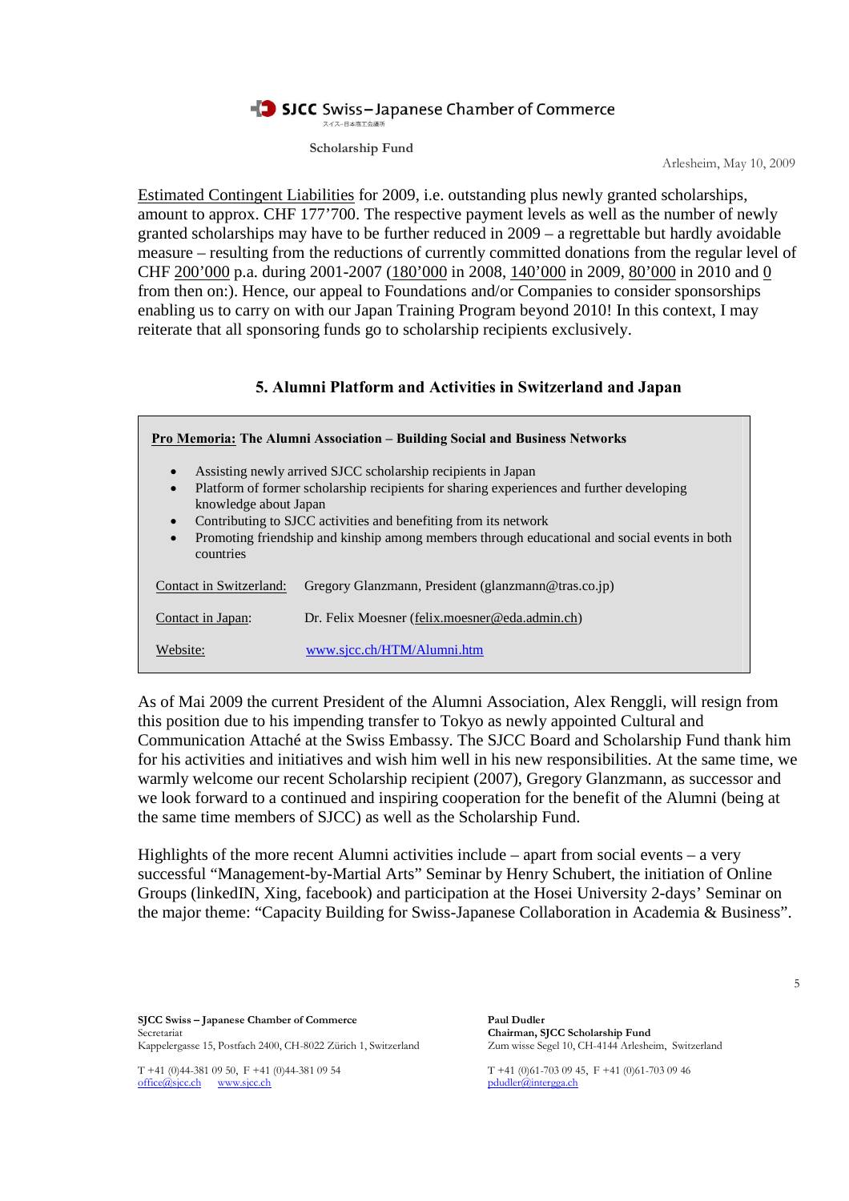Estimated Contingent Liabilities for 2009, i.e. outstanding plus newly granted scholarships, amount to approx. CHF 177'700. The respective payment levels as well as the number of newly granted scholarships may have to be further reduced in 2009 – a regrettable but hardly avoidable measure – resulting from the reductions of currently committed donations from the regular level of CHF 200'000 p.a. during 2001-2007 (180'000 in 2008, 140'000 in 2009, 80'000 in 2010 and 0 from then on:). Hence, our appeal to Foundations and/or Companies to consider sponsorships enabling us to carry on with our Japan Training Program beyond 2010! In this context, I may reiterate that all sponsoring funds go to scholarship recipients exclusively.

## 5. Alumni Platform and Activities in Switzerland and Japan

**Pro Memoria: The Alumni Association – Building Social and Business Networks**

- Assisting newly arrived SJCC scholarship recipients in Japan
- Platform of former scholarship recipients for sharing experiences and further developing knowledge about Japan
- Contributing to SJCC activities and benefiting from its network
- Promoting friendship and kinship among members through educational and social events in both countries

Contact in Switzerland: Gregory Glanzmann, President (glanzmann@tras.co.jp)

Contact in Japan: Dr. Felix Moesner (felix.moesner@eda.admin.ch)

Website: www.sjcc.ch/HTM/Alumni.htm

As of Mai 2009 the current President of the Alumni Association, Alex Renggli, will resign from this position due to his impending transfer to Tokyo as newly appointed Cultural and Communication Attaché at the Swiss Embassy. The SJCC Board and Scholarship Fund thank him for his activities and initiatives and wish him well in his new responsibilities. At the same time, we warmly welcome our recent Scholarship recipient (2007), Gregory Glanzmann, as successor and we look forward to a continued and inspiring cooperation for the benefit of the Alumni (being at the same time members of SJCC) as well as the Scholarship Fund.

Highlights of the more recent Alumni activities include – apart from social events – a very successful "Management-by-Martial Arts" Seminar by Henry Schubert, the initiation of Online Groups (linkedIN, Xing, facebook) and participation at the Hosei University 2-days' Seminar on the major theme: "Capacity Building for Swiss-Japanese Collaboration in Academia & Business".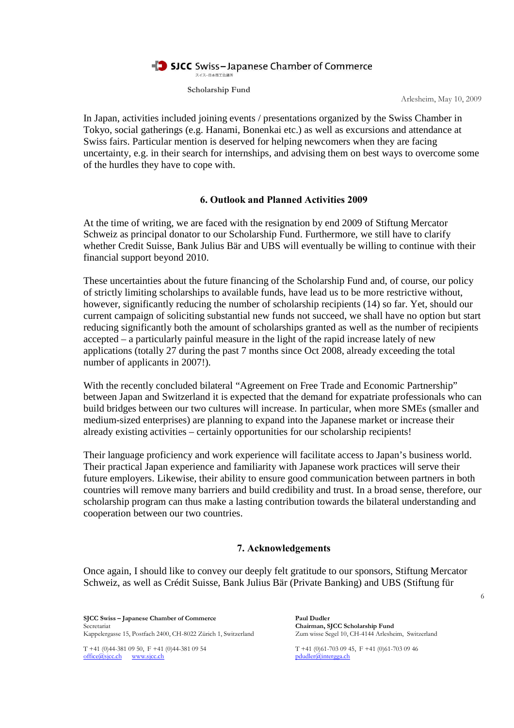In Japan, activities included joining events / presentations organized by the Swiss Chamber in Tokyo, social gatherings (e.g. Hanami, Bonenkai etc.) as well as excursions and attendance at Swiss fairs. Particular mention is deserved for helping newcomers when they are facing uncertainty, e.g. in their search for internships, and advising them on best ways to overcome some of the hurdles they have to cope with.

## 6. Outlook and Planned Activities 2009

At the time of writing, we are faced with the resignation by end 2009 of Stiftung Mercator Schweiz as principal donator to our Scholarship Fund. Furthermore, we still have to clarify whether Credit Suisse, Bank Julius Bär and UBS will eventually be willing to continue with their financial support beyond 2010.

These uncertainties about the future financing of the Scholarship Fund and, of course, our policy of strictly limiting scholarships to available funds, have lead us to be more restrictive without, however, significantly reducing the number of scholarship recipients (14) so far. Yet, should our current campaign of soliciting substantial new funds not succeed, we shall have no option but start reducing significantly both the amount of scholarships granted as well as the number of recipients accepted – a particularly painful measure in the light of the rapid increase lately of new applications (totally 27 during the past 7 months since Oct 2008, already exceeding the total number of applicants in 2007!).

With the recently concluded bilateral "Agreement on Free Trade and Economic Partnership" between Japan and Switzerland it is expected that the demand for expatriate professionals who can build bridges between our two cultures will increase. In particular, when more SMEs (smaller and medium-sized enterprises) are planning to expand into the Japanese market or increase their already existing activities – certainly opportunities for our scholarship recipients!

Their language proficiency and work experience will facilitate access to Japan's business world. Their practical Japan experience and familiarity with Japanese work practices will serve their future employers. Likewise, their ability to ensure good communication between partners in both countries will remove many barriers and build credibility and trust. In a broad sense, therefore, our scholarship program can thus make a lasting contribution towards the bilateral understanding and cooperation between our two countries.

## 7. Acknowledgements

Once again, I should like to convey our deeply felt gratitude to our sponsors, Stiftung Mercator Schweiz, as well as Crédit Suisse, Bank Julius Bär (Private Banking) and UBS (Stiftung für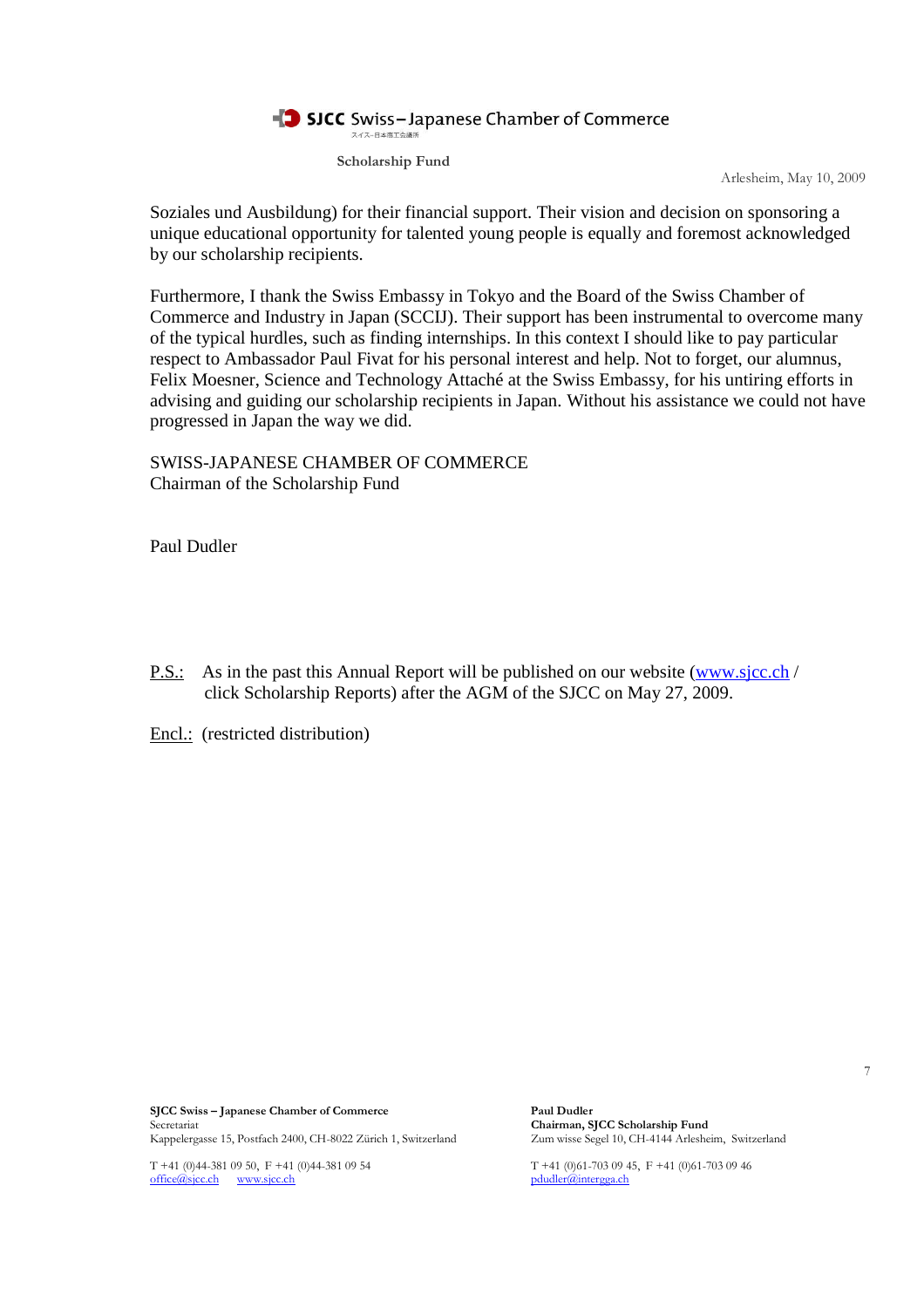SJCC Swiss–Japanese Chamber of Commerce
スイス-日本商工会議所

Scholarship Fund

Arlesheim, May 10, 2009

Soziales und Ausbildung) for their financial support. Their vision and decision on sponsoring a unique educational opportunity for talented young people is equally and foremost acknowledged by our scholarship recipients.

Furthermore, I thank the Swiss Embassy in Tokyo and the Board of the Swiss Chamber of Commerce and Industry in Japan (SCCIJ). Their support has been instrumental to overcome many of the typical hurdles, such as finding internships. In this context I should like to pay particular respect to Ambassador Paul Fivat for his personal interest and help. Not to forget, our alumnus, Felix Moesner, Science and Technology Attaché at the Swiss Embassy, for his untiring efforts in advising and guiding our scholarship recipients in Japan. Without his assistance we could not have progressed in Japan the way we did.

SWISS-JAPANESE CHAMBER OF COMMERCE
Chairman of the Scholarship Fund

Paul Dudler

P.S.: As in the past this Annual Report will be published on our website (www.sjcc.ch / click Scholarship Reports) after the AGM of the SJCC on May 27, 2009.

Encl.: (restricted distribution)

**SJCC Swiss – Japanese Chamber of Commerce**
Secretariat
Kappelergasse 15, Postfach 2400, CH-8022 Zürich 1, Switzerland

T +41 (0)44-381 09 50, F +41 (0)44-381 09 54
office@sjcc.ch www.sjcc.ch

**Paul Dudler**
**Chairman, SJCC Scholarship Fund**
Zum wisse Segel 10, CH-4144 Arlesheim, Switzerland

T +41 (0)61-703 09 45, F +41 (0)61-703 09 46
pdudler@intergga.ch